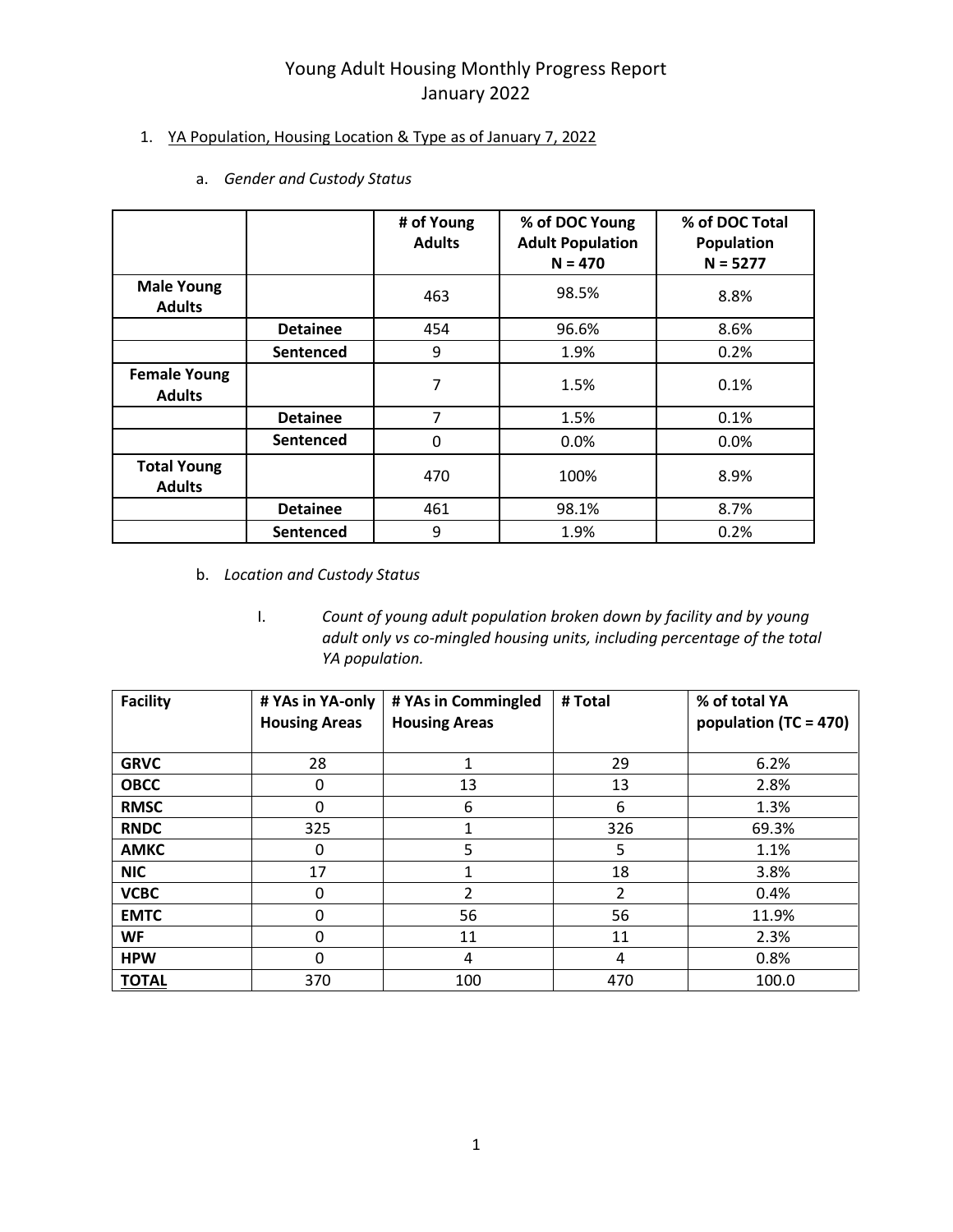# Young Adult Housing Monthly Progress Report
# January 2022

1. YA Population, Housing Location & Type as of January 7, 2022

   a. *Gender and Custody Status*

| | | # of Young Adults | % of DOC Young Adult Population N = 470 | % of DOC Total Population N = 5277 |
|---|---|---|---|---|
| **Male Young Adults** | | 463 | 98.5% | 8.8% |
| | **Detainee** | 454 | 96.6% | 8.6% |
| | **Sentenced** | 9 | 1.9% | 0.2% |
| **Female Young Adults** | | 7 | 1.5% | 0.1% |
| | **Detainee** | 7 | 1.5% | 0.1% |
| | **Sentenced** | 0 | 0.0% | 0.0% |
| **Total Young Adults** | | 470 | 100% | 8.9% |
| | **Detainee** | 461 | 98.1% | 8.7% |
| | **Sentenced** | 9 | 1.9% | 0.2% |

   b. *Location and Custody Status*

      I. *Count of young adult population broken down by facility and by young adult only vs co-mingled housing units, including percentage of the total YA population.*

| Facility | # YAs in YA-only Housing Areas | # YAs in Commingled Housing Areas | # Total | % of total YA population (TC = 470) |
|---|---|---|---|---|
| **GRVC** | 28 | 1 | 29 | 6.2% |
| **OBCC** | 0 | 13 | 13 | 2.8% |
| **RMSC** | 0 | 6 | 6 | 1.3% |
| **RNDC** | 325 | 1 | 326 | 69.3% |
| **AMKC** | 0 | 5 | 5 | 1.1% |
| **NIC** | 17 | 1 | 18 | 3.8% |
| **VCBC** | 0 | 2 | 2 | 0.4% |
| **EMTC** | 0 | 56 | 56 | 11.9% |
| **WF** | 0 | 11 | 11 | 2.3% |
| **HPW** | 0 | 4 | 4 | 0.8% |
| **TOTAL** | 370 | 100 | 470 | 100.0 |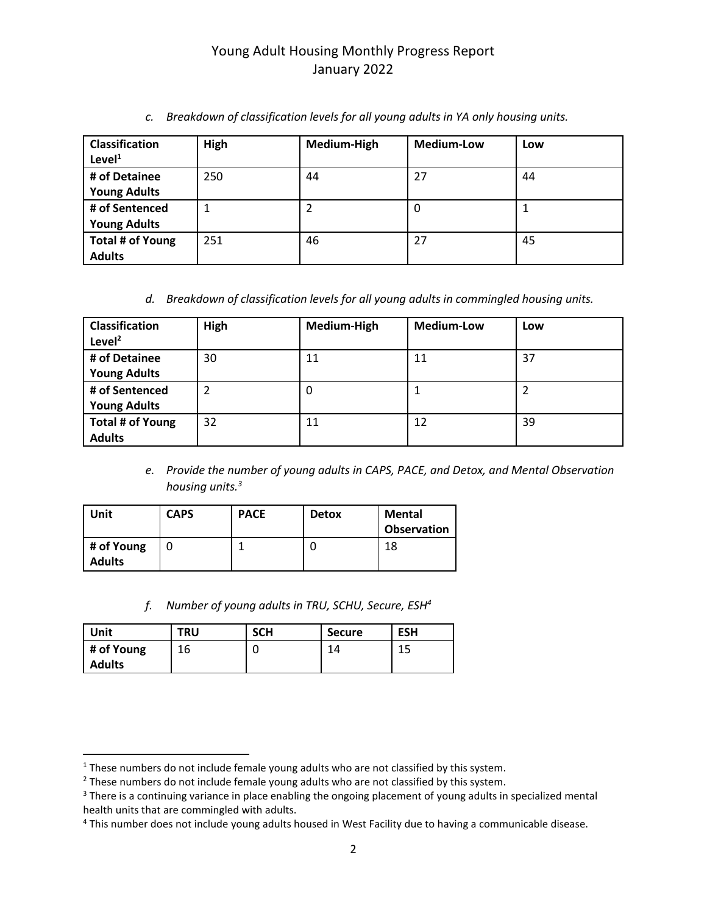c. *Breakdown of classification levels for all young adults in YA only housing units.*

| Classification Level[1] | High | Medium-High | Medium-Low | Low |
|---|---|---|---|---|
| # of Detainee Young Adults | 250 | 44 | 27 | 44 |
| # of Sentenced Young Adults | 1 | 2 | 0 | 1 |
| Total # of Young Adults | 251 | 46 | 27 | 45 |

d. *Breakdown of classification levels for all young adults in commingled housing units.*

| Classification Level[2] | High | Medium-High | Medium-Low | Low |
|---|---|---|---|---|
| # of Detainee Young Adults | 30 | 11 | 11 | 37 |
| # of Sentenced Young Adults | 2 | 0 | 1 | 2 |
| Total # of Young Adults | 32 | 11 | 12 | 39 |

e. *Provide the number of young adults in CAPS, PACE, and Detox, and Mental Observation housing units.*[3]

| Unit | CAPS | PACE | Detox | Mental Observation |
|---|---|---|---|---|
| # of Young Adults | 0 | 1 | 0 | 18 |

f. *Number of young adults in TRU, SCHU, Secure, ESH*[4]

| Unit | TRU | SCH | Secure | ESH |
|---|---|---|---|---|
| # of Young Adults | 16 | 0 | 14 | 15 |

[1] These numbers do not include female young adults who are not classified by this system.

[2] These numbers do not include female young adults who are not classified by this system.

[3] There is a continuing variance in place enabling the ongoing placement of young adults in specialized mental health units that are commingled with adults.

[4] This number does not include young adults housed in West Facility due to having a communicable disease.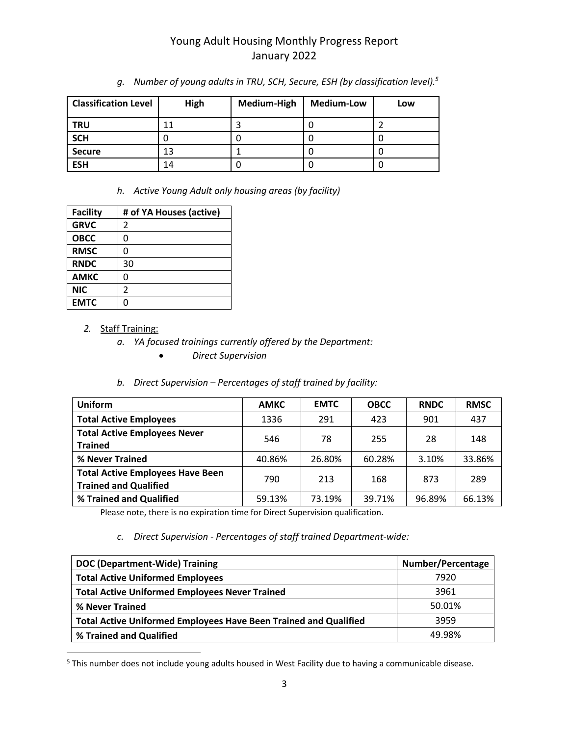*g. Number of young adults in TRU, SCH, Secure, ESH (by classification level).*[5]

| Classification Level | High | Medium-High | Medium-Low | Low |
|---|---|---|---|---|
| **TRU** | 11 | 3 | 0 | 2 |
| **SCH** | 0 | 0 | 0 | 0 |
| **Secure** | 13 | 1 | 0 | 0 |
| **ESH** | 14 | 0 | 0 | 0 |

*h. Active Young Adult only housing areas (by facility)*

| Facility | # of YA Houses (active) |
|---|---|
| **GRVC** | 2 |
| **OBCC** | 0 |
| **RMSC** | 0 |
| **RNDC** | 30 |
| **AMKC** | 0 |
| **NIC** | 2 |
| **EMTC** | 0 |

2. Staff Training:
   - *a. YA focused trainings currently offered by the Department:*
     - *Direct Supervision*
   - *b. Direct Supervision – Percentages of staff trained by facility:*

| Uniform | AMKC | EMTC | OBCC | RNDC | RMSC |
|---|---|---|---|---|---|
| **Total Active Employees** | 1336 | 291 | 423 | 901 | 437 |
| **Total Active Employees Never Trained** | 546 | 78 | 255 | 28 | 148 |
| **% Never Trained** | 40.86% | 26.80% | 60.28% | 3.10% | 33.86% |
| **Total Active Employees Have Been Trained and Qualified** | 790 | 213 | 168 | 873 | 289 |
| **% Trained and Qualified** | 59.13% | 73.19% | 39.71% | 96.89% | 66.13% |

Please note, there is no expiration time for Direct Supervision qualification.

*c. Direct Supervision - Percentages of staff trained Department-wide:*

| DOC (Department-Wide) Training | Number/Percentage |
|---|---|
| **Total Active Uniformed Employees** | 7920 |
| **Total Active Uniformed Employees Never Trained** | 3961 |
| **% Never Trained** | 50.01% |
| **Total Active Uniformed Employees Have Been Trained and Qualified** | 3959 |
| **% Trained and Qualified** | 49.98% |

[5] This number does not include young adults housed in West Facility due to having a communicable disease.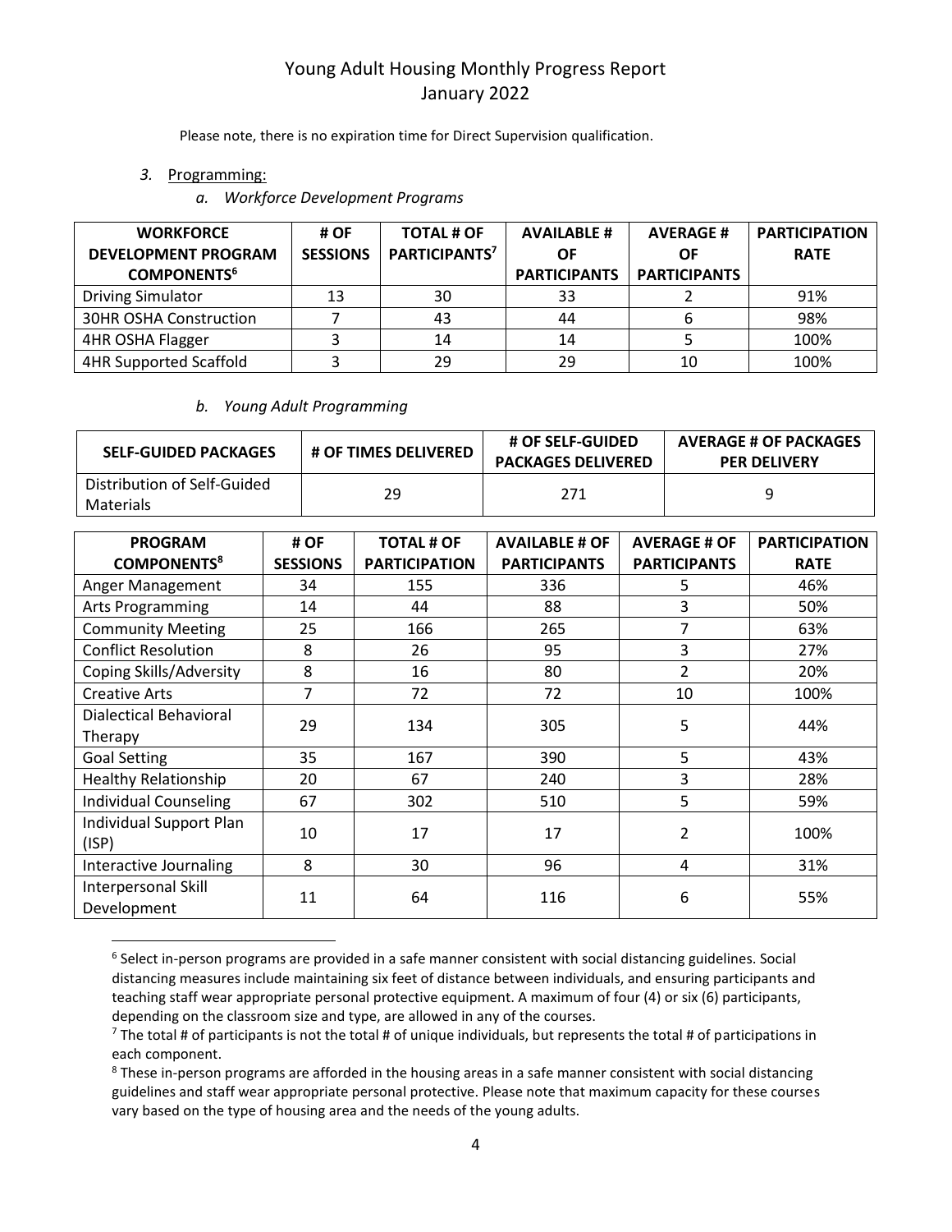Please note, there is no expiration time for Direct Supervision qualification.

3. Programming:

   *a. Workforce Development Programs*

| WORKFORCE DEVELOPMENT PROGRAM COMPONENTS[6] | # OF SESSIONS | TOTAL # OF PARTICIPANTS[7] | AVAILABLE # OF PARTICIPANTS | AVERAGE # OF PARTICIPANTS | PARTICIPATION RATE |
|---|---|---|---|---|---|
| Driving Simulator | 13 | 30 | 33 | 2 | 91% |
| 30HR OSHA Construction | 7 | 43 | 44 | 6 | 98% |
| 4HR OSHA Flagger | 3 | 14 | 14 | 5 | 100% |
| 4HR Supported Scaffold | 3 | 29 | 29 | 10 | 100% |

   *b. Young Adult Programming*

| SELF-GUIDED PACKAGES | # OF TIMES DELIVERED | # OF SELF-GUIDED PACKAGES DELIVERED | AVERAGE # OF PACKAGES PER DELIVERY |
|---|---|---|---|
| Distribution of Self-Guided Materials | 29 | 271 | 9 |

| PROGRAM COMPONENTS[8] | # OF SESSIONS | TOTAL # OF PARTICIPATION | AVAILABLE # OF PARTICIPANTS | AVERAGE # OF PARTICIPANTS | PARTICIPATION RATE |
|---|---|---|---|---|---|
| Anger Management | 34 | 155 | 336 | 5 | 46% |
| Arts Programming | 14 | 44 | 88 | 3 | 50% |
| Community Meeting | 25 | 166 | 265 | 7 | 63% |
| Conflict Resolution | 8 | 26 | 95 | 3 | 27% |
| Coping Skills/Adversity | 8 | 16 | 80 | 2 | 20% |
| Creative Arts | 7 | 72 | 72 | 10 | 100% |
| Dialectical Behavioral Therapy | 29 | 134 | 305 | 5 | 44% |
| Goal Setting | 35 | 167 | 390 | 5 | 43% |
| Healthy Relationship | 20 | 67 | 240 | 3 | 28% |
| Individual Counseling | 67 | 302 | 510 | 5 | 59% |
| Individual Support Plan (ISP) | 10 | 17 | 17 | 2 | 100% |
| Interactive Journaling | 8 | 30 | 96 | 4 | 31% |
| Interpersonal Skill Development | 11 | 64 | 116 | 6 | 55% |

---

[6] Select in-person programs are provided in a safe manner consistent with social distancing guidelines. Social distancing measures include maintaining six feet of distance between individuals, and ensuring participants and teaching staff wear appropriate personal protective equipment. A maximum of four (4) or six (6) participants, depending on the classroom size and type, are allowed in any of the courses.

[7] The total # of participants is not the total # of unique individuals, but represents the total # of participations in each component.

[8] These in-person programs are afforded in the housing areas in a safe manner consistent with social distancing guidelines and staff wear appropriate personal protective. Please note that maximum capacity for these courses vary based on the type of housing area and the needs of the young adults.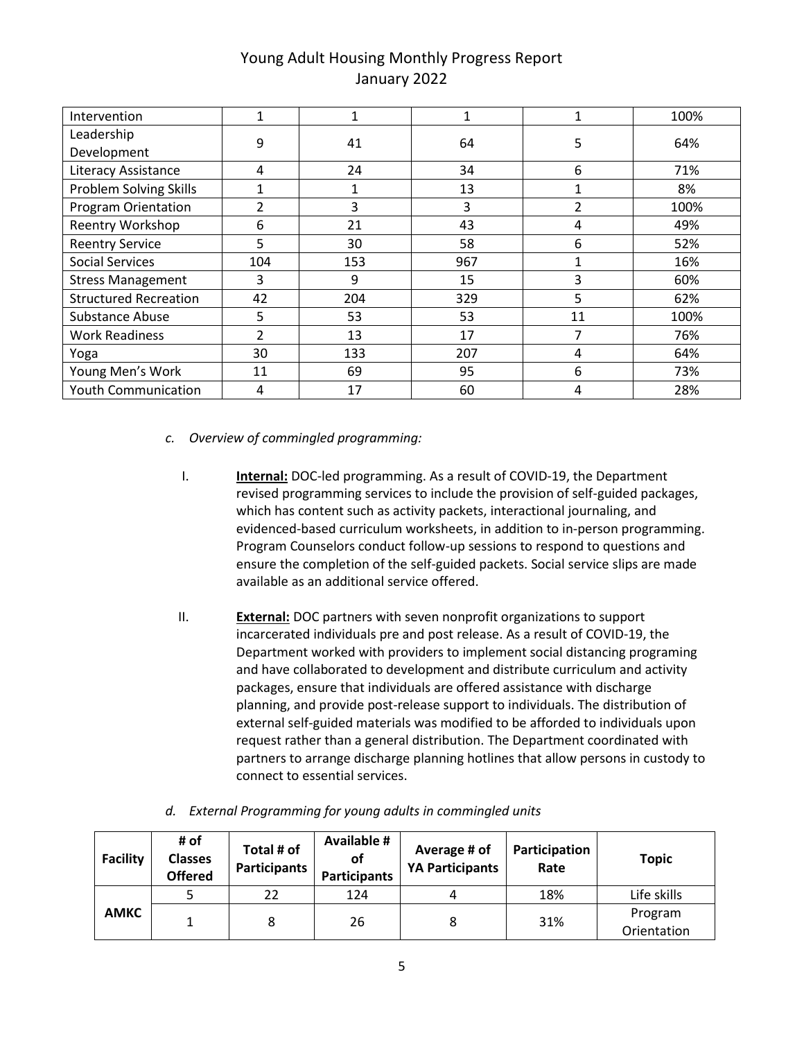# Young Adult Housing Monthly Progress Report
January 2022

| | | | | | |
|---|---|---|---|---|---|
| Intervention | 1 | 1 | 1 | 1 | 100% |
| Leadership Development | 9 | 41 | 64 | 5 | 64% |
| Literacy Assistance | 4 | 24 | 34 | 6 | 71% |
| Problem Solving Skills | 1 | 1 | 13 | 1 | 8% |
| Program Orientation | 2 | 3 | 3 | 2 | 100% |
| Reentry Workshop | 6 | 21 | 43 | 4 | 49% |
| Reentry Service | 5 | 30 | 58 | 6 | 52% |
| Social Services | 104 | 153 | 967 | 1 | 16% |
| Stress Management | 3 | 9 | 15 | 3 | 60% |
| Structured Recreation | 42 | 204 | 329 | 5 | 62% |
| Substance Abuse | 5 | 53 | 53 | 11 | 100% |
| Work Readiness | 2 | 13 | 17 | 7 | 76% |
| Yoga | 30 | 133 | 207 | 4 | 64% |
| Young Men's Work | 11 | 69 | 95 | 6 | 73% |
| Youth Communication | 4 | 17 | 60 | 4 | 28% |

c. *Overview of commingled programming:*

I. **Internal:** DOC-led programming. As a result of COVID-19, the Department revised programming services to include the provision of self-guided packages, which has content such as activity packets, interactional journaling, and evidenced-based curriculum worksheets, in addition to in-person programming. Program Counselors conduct follow-up sessions to respond to questions and ensure the completion of the self-guided packets. Social service slips are made available as an additional service offered.

II. **External:** DOC partners with seven nonprofit organizations to support incarcerated individuals pre and post release. As a result of COVID-19, the Department worked with providers to implement social distancing programing and have collaborated to development and distribute curriculum and activity packages, ensure that individuals are offered assistance with discharge planning, and provide post-release support to individuals. The distribution of external self-guided materials was modified to be afforded to individuals upon request rather than a general distribution. The Department coordinated with partners to arrange discharge planning hotlines that allow persons in custody to connect to essential services.

d. *External Programming for young adults in commingled units*

| Facility | # of Classes Offered | Total # of Participants | Available # of Participants | Average # of YA Participants | Participation Rate | Topic |
|---|---|---|---|---|---|---|
| AMKC | 5 | 22 | 124 | 4 | 18% | Life skills |
| | 1 | 8 | 26 | 8 | 31% | Program Orientation |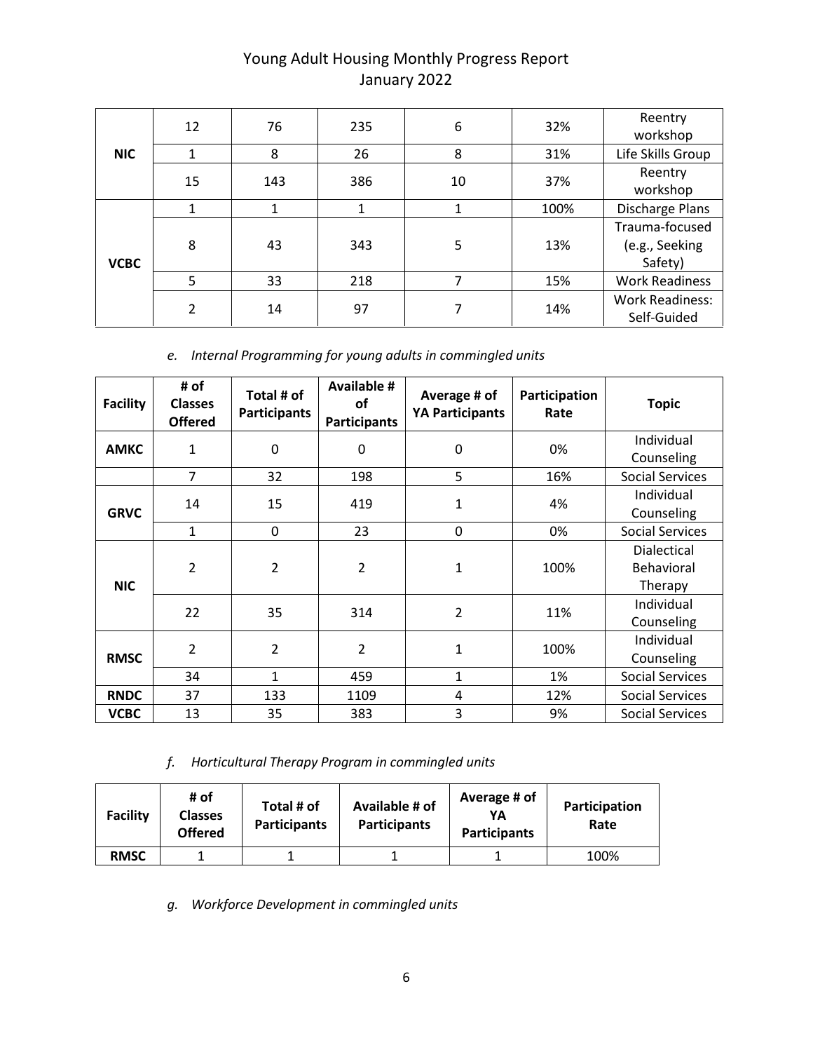| | | | | | | |
|---|---|---|---|---|---|---|
| **NIC** | 12 | 76 | 235 | 6 | 32% | Reentry workshop |
| | 1 | 8 | 26 | 8 | 31% | Life Skills Group |
| | 15 | 143 | 386 | 10 | 37% | Reentry workshop |
| **VCBC** | 1 | 1 | 1 | 1 | 100% | Discharge Plans |
| | 8 | 43 | 343 | 5 | 13% | Trauma-focused (e.g., Seeking Safety) |
| | 5 | 33 | 218 | 7 | 15% | Work Readiness |
| | 2 | 14 | 97 | 7 | 14% | Work Readiness: Self-Guided |

e. *Internal Programming for young adults in commingled units*

| Facility | # of Classes Offered | Total # of Participants | Available # of Participants | Average # of YA Participants | Participation Rate | Topic |
|---|---|---|---|---|---|---|
| **AMKC** | 1 | 0 | 0 | 0 | 0% | Individual Counseling |
| | 7 | 32 | 198 | 5 | 16% | Social Services |
| **GRVC** | 14 | 15 | 419 | 1 | 4% | Individual Counseling |
| | 1 | 0 | 23 | 0 | 0% | Social Services |
| **NIC** | 2 | 2 | 2 | 1 | 100% | Dialectical Behavioral Therapy |
| | 22 | 35 | 314 | 2 | 11% | Individual Counseling |
| **RMSC** | 2 | 2 | 2 | 1 | 100% | Individual Counseling |
| | 34 | 1 | 459 | 1 | 1% | Social Services |
| **RNDC** | 37 | 133 | 1109 | 4 | 12% | Social Services |
| **VCBC** | 13 | 35 | 383 | 3 | 9% | Social Services |

f. *Horticultural Therapy Program in commingled units*

| Facility | # of Classes Offered | Total # of Participants | Available # of Participants | Average # of YA Participants | Participation Rate |
|---|---|---|---|---|---|
| **RMSC** | 1 | 1 | 1 | 1 | 100% |

g. *Workforce Development in commingled units*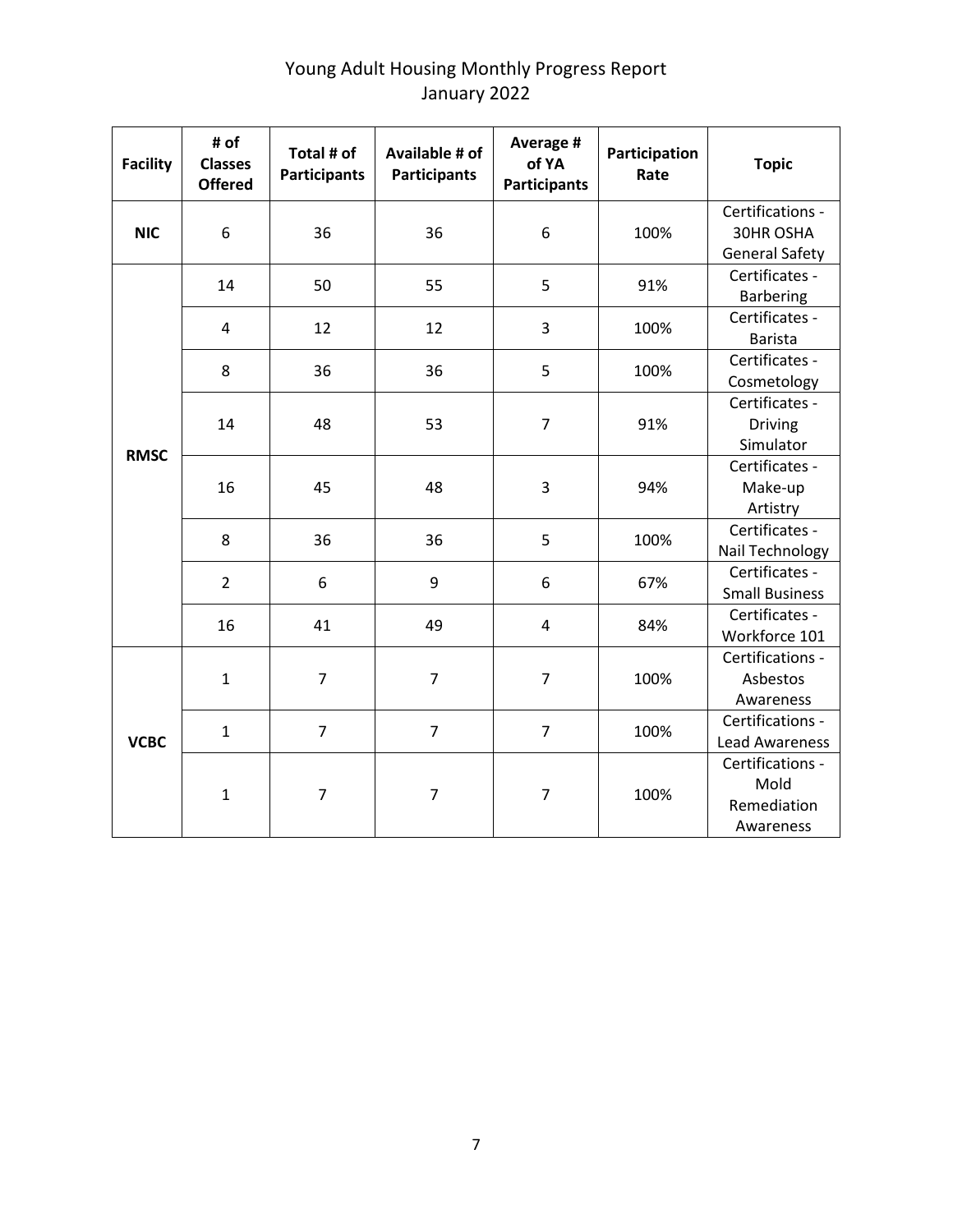# Young Adult Housing Monthly Progress Report
## January 2022

| Facility | # of Classes Offered | Total # of Participants | Available # of Participants | Average # of YA Participants | Participation Rate | Topic |
|---|---|---|---|---|---|---|
| NIC | 6 | 36 | 36 | 6 | 100% | Certifications - 30HR OSHA General Safety |
| RMSC | 14 | 50 | 55 | 5 | 91% | Certificates - Barbering |
| | 4 | 12 | 12 | 3 | 100% | Certificates - Barista |
| | 8 | 36 | 36 | 5 | 100% | Certificates - Cosmetology |
| | 14 | 48 | 53 | 7 | 91% | Certificates - Driving Simulator |
| | 16 | 45 | 48 | 3 | 94% | Certificates - Make-up Artistry |
| | 8 | 36 | 36 | 5 | 100% | Certificates - Nail Technology |
| | 2 | 6 | 9 | 6 | 67% | Certificates - Small Business |
| | 16 | 41 | 49 | 4 | 84% | Certificates - Workforce 101 |
| VCBC | 1 | 7 | 7 | 7 | 100% | Certifications - Asbestos Awareness |
| | 1 | 7 | 7 | 7 | 100% | Certifications - Lead Awareness |
| | 1 | 7 | 7 | 7 | 100% | Certifications - Mold Remediation Awareness |